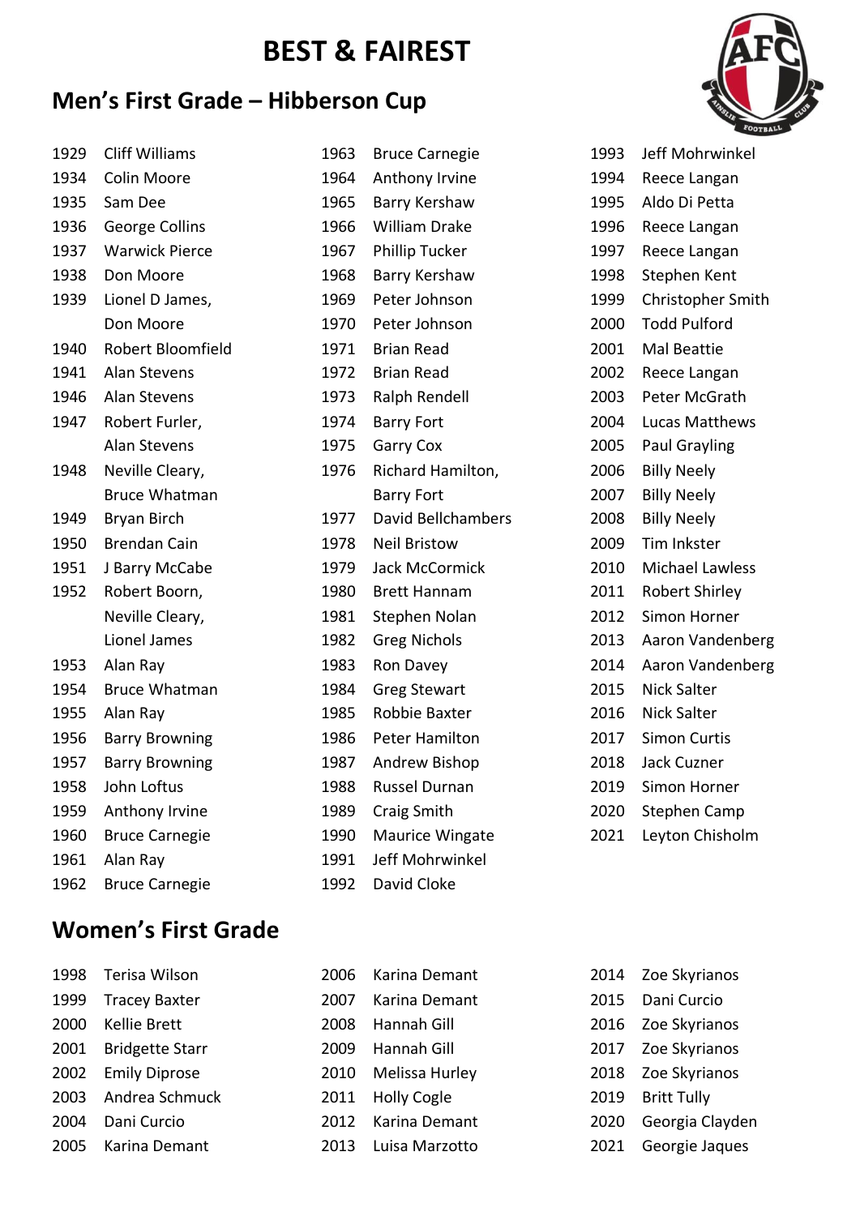# BEST & FAIREST

## Men's First Grade – Hibberson Cup

| Year | Name |
|---|---|
| 1929 | Cliff Williams |
| 1934 | Colin Moore |
| 1935 | Sam Dee |
| 1936 | George Collins |
| 1937 | Warwick Pierce |
| 1938 | Don Moore |
| 1939 | Lionel D James, Don Moore |
| 1940 | Robert Bloomfield |
| 1941 | Alan Stevens |
| 1946 | Alan Stevens |
| 1947 | Robert Furler, Alan Stevens |
| 1948 | Neville Cleary, Bruce Whatman |
| 1949 | Bryan Birch |
| 1950 | Brendan Cain |
| 1951 | J Barry McCabe |
| 1952 | Robert Boorn, Neville Cleary, Lionel James |
| 1953 | Alan Ray |
| 1954 | Bruce Whatman |
| 1955 | Alan Ray |
| 1956 | Barry Browning |
| 1957 | Barry Browning |
| 1958 | John Loftus |
| 1959 | Anthony Irvine |
| 1960 | Bruce Carnegie |
| 1961 | Alan Ray |
| 1962 | Bruce Carnegie |
| 1963 | Bruce Carnegie |
| 1964 | Anthony Irvine |
| 1965 | Barry Kershaw |
| 1966 | William Drake |
| 1967 | Phillip Tucker |
| 1968 | Barry Kershaw |
| 1969 | Peter Johnson |
| 1970 | Peter Johnson |
| 1971 | Brian Read |
| 1972 | Brian Read |
| 1973 | Ralph Rendell |
| 1974 | Barry Fort |
| 1975 | Garry Cox |
| 1976 | Richard Hamilton, Barry Fort |
| 1977 | David Bellchambers |
| 1978 | Neil Bristow |
| 1979 | Jack McCormick |
| 1980 | Brett Hannam |
| 1981 | Stephen Nolan |
| 1982 | Greg Nichols |
| 1983 | Ron Davey |
| 1984 | Greg Stewart |
| 1985 | Robbie Baxter |
| 1986 | Peter Hamilton |
| 1987 | Andrew Bishop |
| 1988 | Russel Durnan |
| 1989 | Craig Smith |
| 1990 | Maurice Wingate |
| 1991 | Jeff Mohrwinkel |
| 1992 | David Cloke |
| 1993 | Jeff Mohrwinkel |
| 1994 | Reece Langan |
| 1995 | Aldo Di Petta |
| 1996 | Reece Langan |
| 1997 | Reece Langan |
| 1998 | Stephen Kent |
| 1999 | Christopher Smith |
| 2000 | Todd Pulford |
| 2001 | Mal Beattie |
| 2002 | Reece Langan |
| 2003 | Peter McGrath |
| 2004 | Lucas Matthews |
| 2005 | Paul Grayling |
| 2006 | Billy Neely |
| 2007 | Billy Neely |
| 2008 | Billy Neely |
| 2009 | Tim Inkster |
| 2010 | Michael Lawless |
| 2011 | Robert Shirley |
| 2012 | Simon Horner |
| 2013 | Aaron Vandenberg |
| 2014 | Aaron Vandenberg |
| 2015 | Nick Salter |
| 2016 | Nick Salter |
| 2017 | Simon Curtis |
| 2018 | Jack Cuzner |
| 2019 | Simon Horner |
| 2020 | Stephen Camp |
| 2021 | Leyton Chisholm |

## Women's First Grade

| Year | Name |
|---|---|
| 1998 | Terisa Wilson |
| 1999 | Tracey Baxter |
| 2000 | Kellie Brett |
| 2001 | Bridgette Starr |
| 2002 | Emily Diprose |
| 2003 | Andrea Schmuck |
| 2004 | Dani Curcio |
| 2005 | Karina Demant |
| 2006 | Karina Demant |
| 2007 | Karina Demant |
| 2008 | Hannah Gill |
| 2009 | Hannah Gill |
| 2010 | Melissa Hurley |
| 2011 | Holly Cogle |
| 2012 | Karina Demant |
| 2013 | Luisa Marzotto |
| 2014 | Zoe Skyrianos |
| 2015 | Dani Curcio |
| 2016 | Zoe Skyrianos |
| 2017 | Zoe Skyrianos |
| 2018 | Zoe Skyrianos |
| 2019 | Britt Tully |
| 2020 | Georgia Clayden |
| 2021 | Georgie Jaques |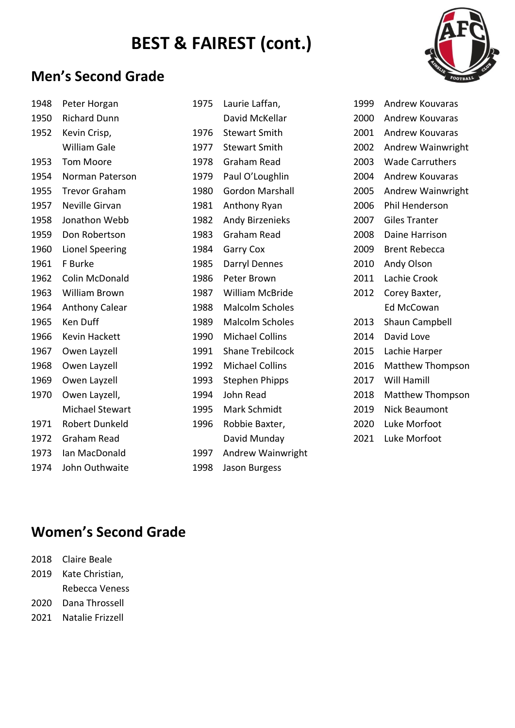# BEST & FAIREST (cont.)

## Men's Second Grade

1948 Peter Horgan
1950 Richard Dunn
1952 Kevin Crisp, William Gale
1953 Tom Moore
1954 Norman Paterson
1955 Trevor Graham
1957 Neville Girvan
1958 Jonathon Webb
1959 Don Robertson
1960 Lionel Speering
1961 F Burke
1962 Colin McDonald
1963 William Brown
1964 Anthony Calear
1965 Ken Duff
1966 Kevin Hackett
1967 Owen Layzell
1968 Owen Layzell
1969 Owen Layzell
1970 Owen Layzell, Michael Stewart
1971 Robert Dunkeld
1972 Graham Read
1973 Ian MacDonald
1974 John Outhwaite
1975 Laurie Laffan, David McKellar
1976 Stewart Smith
1977 Stewart Smith
1978 Graham Read
1979 Paul O'Loughlin
1980 Gordon Marshall
1981 Anthony Ryan
1982 Andy Birzenieks
1983 Graham Read
1984 Garry Cox
1985 Darryl Dennes
1986 Peter Brown
1987 William McBride
1988 Malcolm Scholes
1989 Malcolm Scholes
1990 Michael Collins
1991 Shane Trebilcock
1992 Michael Collins
1993 Stephen Phipps
1994 John Read
1995 Mark Schmidt
1996 Robbie Baxter, David Munday
1997 Andrew Wainwright
1998 Jason Burgess
1999 Andrew Kouvaras
2000 Andrew Kouvaras
2001 Andrew Kouvaras
2002 Andrew Wainwright
2003 Wade Carruthers
2004 Andrew Kouvaras
2005 Andrew Wainwright
2006 Phil Henderson
2007 Giles Tranter
2008 Daine Harrison
2009 Brent Rebecca
2010 Andy Olson
2011 Lachie Crook
2012 Corey Baxter, Ed McCowan
2013 Shaun Campbell
2014 David Love
2015 Lachie Harper
2016 Matthew Thompson
2017 Will Hamill
2018 Matthew Thompson
2019 Nick Beaumont
2020 Luke Morfoot
2021 Luke Morfoot

## Women's Second Grade

2018 Claire Beale
2019 Kate Christian, Rebecca Veness
2020 Dana Throssell
2021 Natalie Frizzell